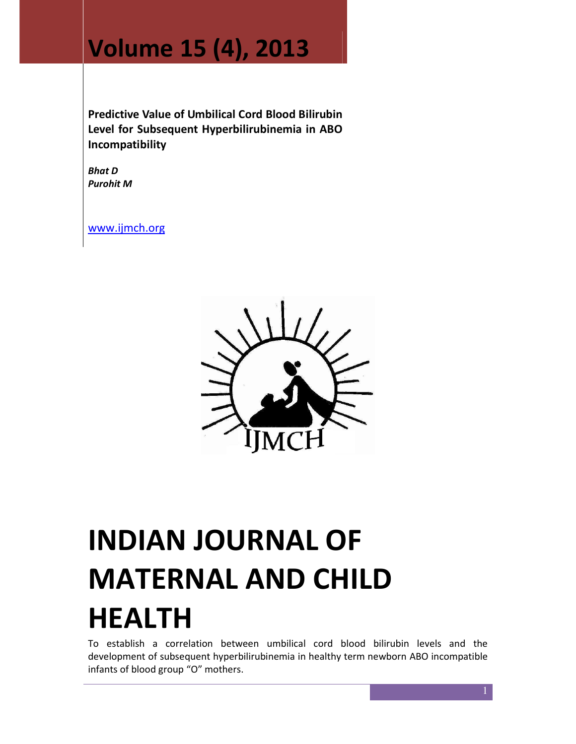# Volume 15 (4), 2013

**Predictive Value of Umbilical Cord Blood Bilirubin Level for Subsequent Hyperbilirubinemia in ABO Incompatibility**

***Bhat D***
***Purohit M***

www.ijmch.org

IJMCH

# INDIAN JOURNAL OF MATERNAL AND CHILD HEALTH

To establish a correlation between umbilical cord blood bilirubin levels and the development of subsequent hyperbilirubinemia in healthy term newborn ABO incompatible infants of blood group "O" mothers.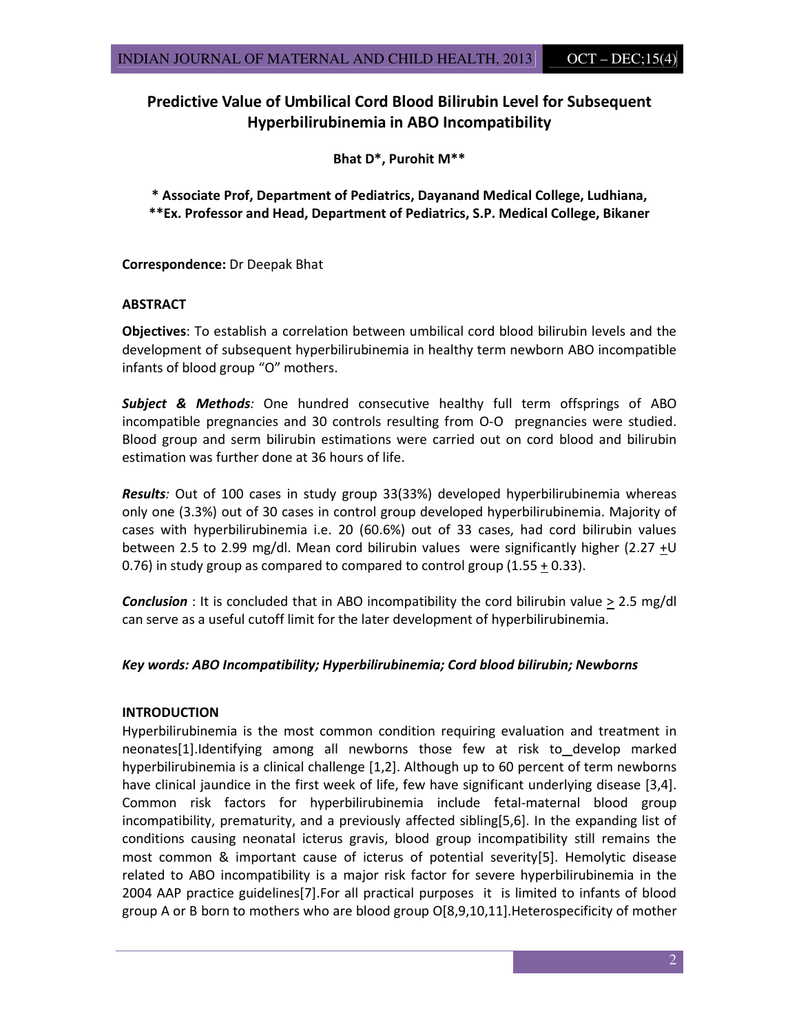# Predictive Value of Umbilical Cord Blood Bilirubin Level for Subsequent Hyperbilirubinemia in ABO Incompatibility

**Bhat D\*, Purohit M\*\***

**\* Associate Prof, Department of Pediatrics, Dayanand Medical College, Ludhiana,**
**\*\*Ex. Professor and Head, Department of Pediatrics, S.P. Medical College, Bikaner**

**Correspondence:** Dr Deepak Bhat

## ABSTRACT

**Objectives**: To establish a correlation between umbilical cord blood bilirubin levels and the development of subsequent hyperbilirubinemia in healthy term newborn ABO incompatible infants of blood group "O" mothers.

***Subject & Methods:*** One hundred consecutive healthy full term offsprings of ABO incompatible pregnancies and 30 controls resulting from O-O pregnancies were studied. Blood group and serm bilirubin estimations were carried out on cord blood and bilirubin estimation was further done at 36 hours of life.

***Results:*** Out of 100 cases in study group 33(33%) developed hyperbilirubinemia whereas only one (3.3%) out of 30 cases in control group developed hyperbilirubinemia. Majority of cases with hyperbilirubinemia i.e. 20 (60.6%) out of 33 cases, had cord bilirubin values between 2.5 to 2.99 mg/dl. Mean cord bilirubin values were significantly higher (2.27 $\pm$U 0.76) in study group as compared to compared to control group (1.55 $\pm$ 0.33).

***Conclusion*** : It is concluded that in ABO incompatibility the cord bilirubin value $\geq$ 2.5 mg/dl can serve as a useful cutoff limit for the later development of hyperbilirubinemia.

***Key words: ABO Incompatibility; Hyperbilirubinemia; Cord blood bilirubin; Newborns***

## INTRODUCTION

Hyperbilirubinemia is the most common condition requiring evaluation and treatment in neonates[1].Identifying among all newborns those few at risk to develop marked hyperbilirubinemia is a clinical challenge [1,2]. Although up to 60 percent of term newborns have clinical jaundice in the first week of life, few have significant underlying disease [3,4]. Common risk factors for hyperbilirubinemia include fetal-maternal blood group incompatibility, prematurity, and a previously affected sibling[5,6]. In the expanding list of conditions causing neonatal icterus gravis, blood group incompatibility still remains the most common & important cause of icterus of potential severity[5]. Hemolytic disease related to ABO incompatibility is a major risk factor for severe hyperbilirubinemia in the 2004 AAP practice guidelines[7].For all practical purposes it is limited to infants of blood group A or B born to mothers who are blood group O[8,9,10,11].Heterospecificity of mother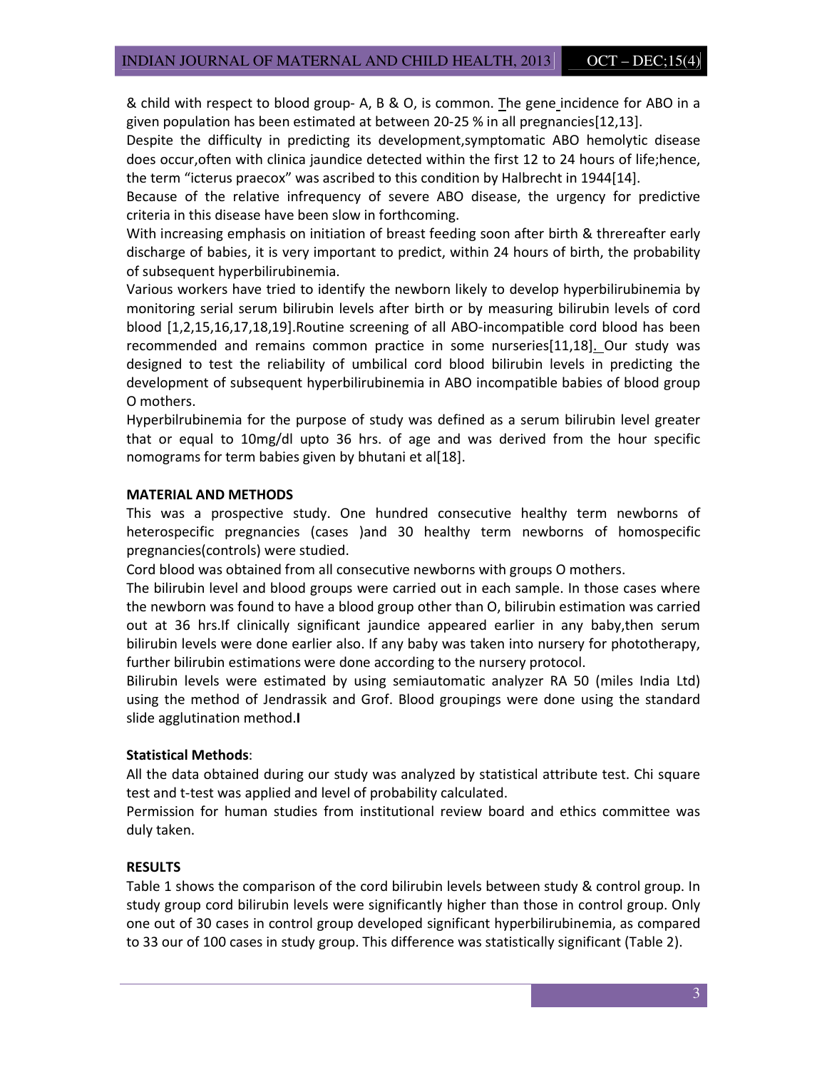& child with respect to blood group- A, B & O, is common. The gene incidence for ABO in a given population has been estimated at between 20-25 % in all pregnancies[12,13].

Despite the difficulty in predicting its development,symptomatic ABO hemolytic disease does occur,often with clinica jaundice detected within the first 12 to 24 hours of life;hence, the term "icterus praecox" was ascribed to this condition by Halbrecht in 1944[14].

Because of the relative infrequency of severe ABO disease, the urgency for predictive criteria in this disease have been slow in forthcoming.

With increasing emphasis on initiation of breast feeding soon after birth & threreafter early discharge of babies, it is very important to predict, within 24 hours of birth, the probability of subsequent hyperbilirubinemia.

Various workers have tried to identify the newborn likely to develop hyperbilirubinemia by monitoring serial serum bilirubin levels after birth or by measuring bilirubin levels of cord blood [1,2,15,16,17,18,19].Routine screening of all ABO-incompatible cord blood has been recommended and remains common practice in some nurseries[11,18]. Our study was designed to test the reliability of umbilical cord blood bilirubin levels in predicting the development of subsequent hyperbilirubinemia in ABO incompatible babies of blood group O mothers.

Hyperbilrubinemia for the purpose of study was defined as a serum bilirubin level greater that or equal to 10mg/dl upto 36 hrs. of age and was derived from the hour specific nomograms for term babies given by bhutani et al[18].

## MATERIAL AND METHODS

This was a prospective study. One hundred consecutive healthy term newborns of heterospecific pregnancies (cases )and 30 healthy term newborns of homospecific pregnancies(controls) were studied.

Cord blood was obtained from all consecutive newborns with groups O mothers.

The bilirubin level and blood groups were carried out in each sample. In those cases where the newborn was found to have a blood group other than O, bilirubin estimation was carried out at 36 hrs.If clinically significant jaundice appeared earlier in any baby,then serum bilirubin levels were done earlier also. If any baby was taken into nursery for phototherapy, further bilirubin estimations were done according to the nursery protocol.

Bilirubin levels were estimated by using semiautomatic analyzer RA 50 (miles India Ltd) using the method of Jendrassik and Grof. Blood groupings were done using the standard slide agglutination method.

### Statistical Methods:

All the data obtained during our study was analyzed by statistical attribute test. Chi square test and t-test was applied and level of probability calculated.

Permission for human studies from institutional review board and ethics committee was duly taken.

## RESULTS

Table 1 shows the comparison of the cord bilirubin levels between study & control group. In study group cord bilirubin levels were significantly higher than those in control group. Only one out of 30 cases in control group developed significant hyperbilirubinemia, as compared to 33 our of 100 cases in study group. This difference was statistically significant (Table 2).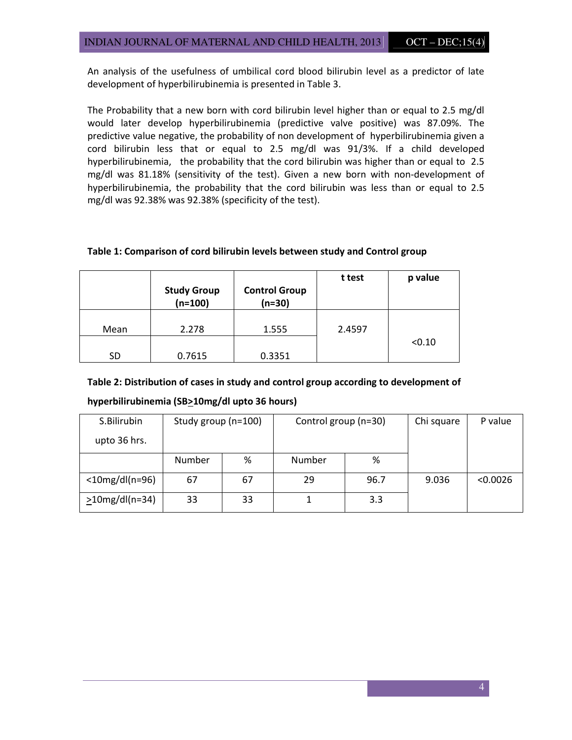An analysis of the usefulness of umbilical cord blood bilirubin level as a predictor of late development of hyperbilirubinemia is presented in Table 3.

The Probability that a new born with cord bilirubin level higher than or equal to 2.5 mg/dl would later develop hyperbilirubinemia (predictive valve positive) was 87.09%. The predictive value negative, the probability of non development of hyperbilirubinemia given a cord bilirubin less that or equal to 2.5 mg/dl was 91/3%. If a child developed hyperbilirubinemia, the probability that the cord bilirubin was higher than or equal to 2.5 mg/dl was 81.18% (sensitivity of the test). Given a new born with non-development of hyperbilirubinemia, the probability that the cord bilirubin was less than or equal to 2.5 mg/dl was 92.38% was 92.38% (specificity of the test).

**Table 1: Comparison of cord bilirubin levels between study and Control group**

| | Study Group (n=100) | Control Group (n=30) | t test | p value |
|---|---|---|---|---|
| Mean | 2.278 | 1.555 | 2.4597 | <0.10 |
| SD | 0.7615 | 0.3351 | | |

**Table 2: Distribution of cases in study and control group according to development of hyperbilirubinemia (SB≥10mg/dl upto 36 hours)**

| S.Bilirubin upto 36 hrs. | Study group (n=100) | | Control group (n=30) | | Chi square | P value |
|---|---|---|---|---|---|---|
| | Number | % | Number | % | | |
| <10mg/dl(n=96) | 67 | 67 | 29 | 96.7 | 9.036 | <0.0026 |
| ≥10mg/dl(n=34) | 33 | 33 | 1 | 3.3 | | |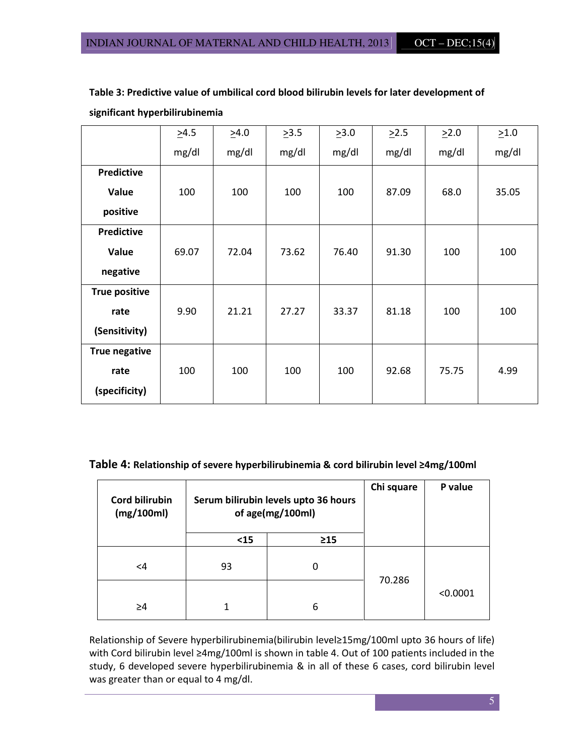**Table 3: Predictive value of umbilical cord blood bilirubin levels for later development of significant hyperbilirubinemia**

| | ≥4.5 mg/dl | ≥4.0 mg/dl | ≥3.5 mg/dl | ≥3.0 mg/dl | ≥2.5 mg/dl | ≥2.0 mg/dl | ≥1.0 mg/dl |
|---|---|---|---|---|---|---|---|
| **Predictive Value positive** | 100 | 100 | 100 | 100 | 87.09 | 68.0 | 35.05 |
| **Predictive Value negative** | 69.07 | 72.04 | 73.62 | 76.40 | 91.30 | 100 | 100 |
| **True positive rate (Sensitivity)** | 9.90 | 21.21 | 27.27 | 33.37 | 81.18 | 100 | 100 |
| **True negative rate (specificity)** | 100 | 100 | 100 | 100 | 92.68 | 75.75 | 4.99 |

**Table 4: Relationship of severe hyperbilirubinemia & cord bilirubin level ≥4mg/100ml**

| Cord bilirubin (mg/100ml) | Serum bilirubin levels upto 36 hours of age(mg/100ml) | | Chi square | P value |
|---|---|---|---|---|
| | <15 | ≥15 | | |
| <4 | 93 | 0 | 70.286 | <0.0001 |
| ≥4 | 1 | 6 | | |

Relationship of Severe hyperbilirubinemia(bilirubin level≥15mg/100ml upto 36 hours of life) with Cord bilirubin level ≥4mg/100ml is shown in table 4. Out of 100 patients included in the study, 6 developed severe hyperbilirubinemia & in all of these 6 cases, cord bilirubin level was greater than or equal to 4 mg/dl.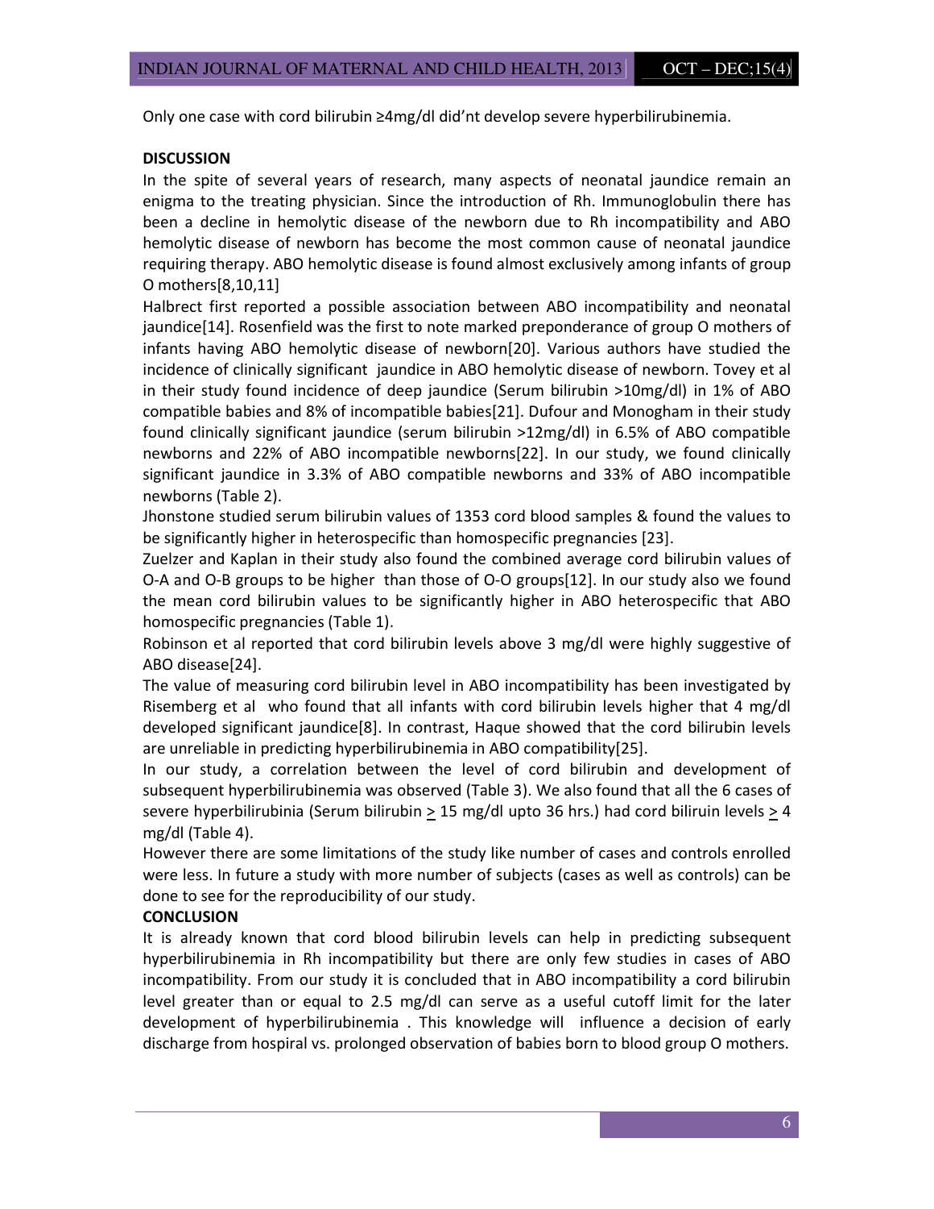Only one case with cord bilirubin ≥4mg/dl did'nt develop severe hyperbilirubinemia.

**DISCUSSION**

In the spite of several years of research, many aspects of neonatal jaundice remain an enigma to the treating physician. Since the introduction of Rh. Immunoglobulin there has been a decline in hemolytic disease of the newborn due to Rh incompatibility and ABO hemolytic disease of newborn has become the most common cause of neonatal jaundice requiring therapy. ABO hemolytic disease is found almost exclusively among infants of group O mothers[8,10,11]

Halbrect first reported a possible association between ABO incompatibility and neonatal jaundice[14]. Rosenfield was the first to note marked preponderance of group O mothers of infants having ABO hemolytic disease of newborn[20]. Various authors have studied the incidence of clinically significant jaundice in ABO hemolytic disease of newborn. Tovey et al in their study found incidence of deep jaundice (Serum bilirubin >10mg/dl) in 1% of ABO compatible babies and 8% of incompatible babies[21]. Dufour and Monogham in their study found clinically significant jaundice (serum bilirubin >12mg/dl) in 6.5% of ABO compatible newborns and 22% of ABO incompatible newborns[22]. In our study, we found clinically significant jaundice in 3.3% of ABO compatible newborns and 33% of ABO incompatible newborns (Table 2).

Jhonstone studied serum bilirubin values of 1353 cord blood samples & found the values to be significantly higher in heterospecific than homospecific pregnancies [23].

Zuelzer and Kaplan in their study also found the combined average cord bilirubin values of O-A and O-B groups to be higher than those of O-O groups[12]. In our study also we found the mean cord bilirubin values to be significantly higher in ABO heterospecific that ABO homospecific pregnancies (Table 1).

Robinson et al reported that cord bilirubin levels above 3 mg/dl were highly suggestive of ABO disease[24].

The value of measuring cord bilirubin level in ABO incompatibility has been investigated by Risemberg et al who found that all infants with cord bilirubin levels higher that 4 mg/dl developed significant jaundice[8]. In contrast, Haque showed that the cord bilirubin levels are unreliable in predicting hyperbilirubinemia in ABO compatibility[25].

In our study, a correlation between the level of cord bilirubin and development of subsequent hyperbilirubinemia was observed (Table 3). We also found that all the 6 cases of severe hyperbilirubinia (Serum bilirubin ≥ 15 mg/dl upto 36 hrs.) had cord biliruin levels ≥ 4 mg/dl (Table 4).

However there are some limitations of the study like number of cases and controls enrolled were less. In future a study with more number of subjects (cases as well as controls) can be done to see for the reproducibility of our study.

**CONCLUSION**

It is already known that cord blood bilirubin levels can help in predicting subsequent hyperbilirubinemia in Rh incompatibility but there are only few studies in cases of ABO incompatibility. From our study it is concluded that in ABO incompatibility a cord bilirubin level greater than or equal to 2.5 mg/dl can serve as a useful cutoff limit for the later development of hyperbilirubinemia . This knowledge will influence a decision of early discharge from hospital vs. prolonged observation of babies born to blood group O mothers.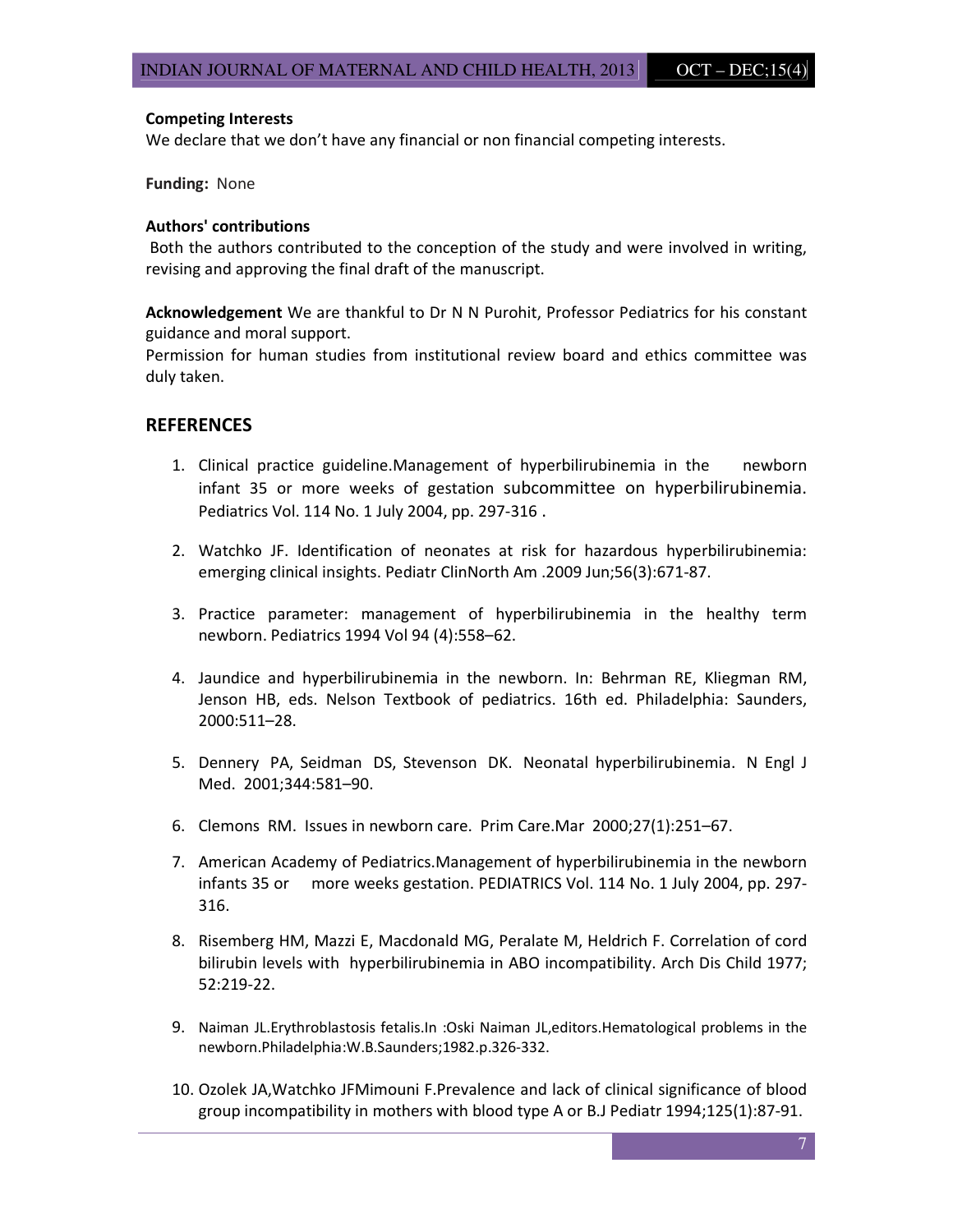**Competing Interests**
We declare that we don't have any financial or non financial competing interests.

**Funding:** None

**Authors' contributions**
Both the authors contributed to the conception of the study and were involved in writing, revising and approving the final draft of the manuscript.

**Acknowledgement** We are thankful to Dr N N Purohit, Professor Pediatrics for his constant guidance and moral support.
Permission for human studies from institutional review board and ethics committee was duly taken.

## REFERENCES

1. Clinical practice guideline.Management of hyperbilirubinemia in the newborn infant 35 or more weeks of gestation subcommittee on hyperbilirubinemia. Pediatrics Vol. 114 No. 1 July 2004, pp. 297-316 .
2. Watchko JF. Identification of neonates at risk for hazardous hyperbilirubinemia: emerging clinical insights. Pediatr ClinNorth Am .2009 Jun;56(3):671-87.
3. Practice parameter: management of hyperbilirubinemia in the healthy term newborn. Pediatrics 1994 Vol 94 (4):558–62.
4. Jaundice and hyperbilirubinemia in the newborn. In: Behrman RE, Kliegman RM, Jenson HB, eds. Nelson Textbook of pediatrics. 16th ed. Philadelphia: Saunders, 2000:511–28.
5. Dennery PA, Seidman DS, Stevenson DK. Neonatal hyperbilirubinemia. N Engl J Med. 2001;344:581–90.
6. Clemons RM. Issues in newborn care. Prim Care.Mar 2000;27(1):251–67.
7. American Academy of Pediatrics.Management of hyperbilirubinemia in the newborn infants 35 or more weeks gestation. PEDIATRICS Vol. 114 No. 1 July 2004, pp. 297-316.
8. Risemberg HM, Mazzi E, Macdonald MG, Peralate M, Heldrich F. Correlation of cord bilirubin levels with hyperbilirubinemia in ABO incompatibility. Arch Dis Child 1977; 52:219-22.
9. Naiman JL.Erythroblastosis fetalis.In :Oski Naiman JL,editors.Hematological problems in the newborn.Philadelphia:W.B.Saunders;1982.p.326-332.
10. Ozolek JA,Watchko JFMimouni F.Prevalence and lack of clinical significance of blood group incompatibility in mothers with blood type A or B.J Pediatr 1994;125(1):87-91.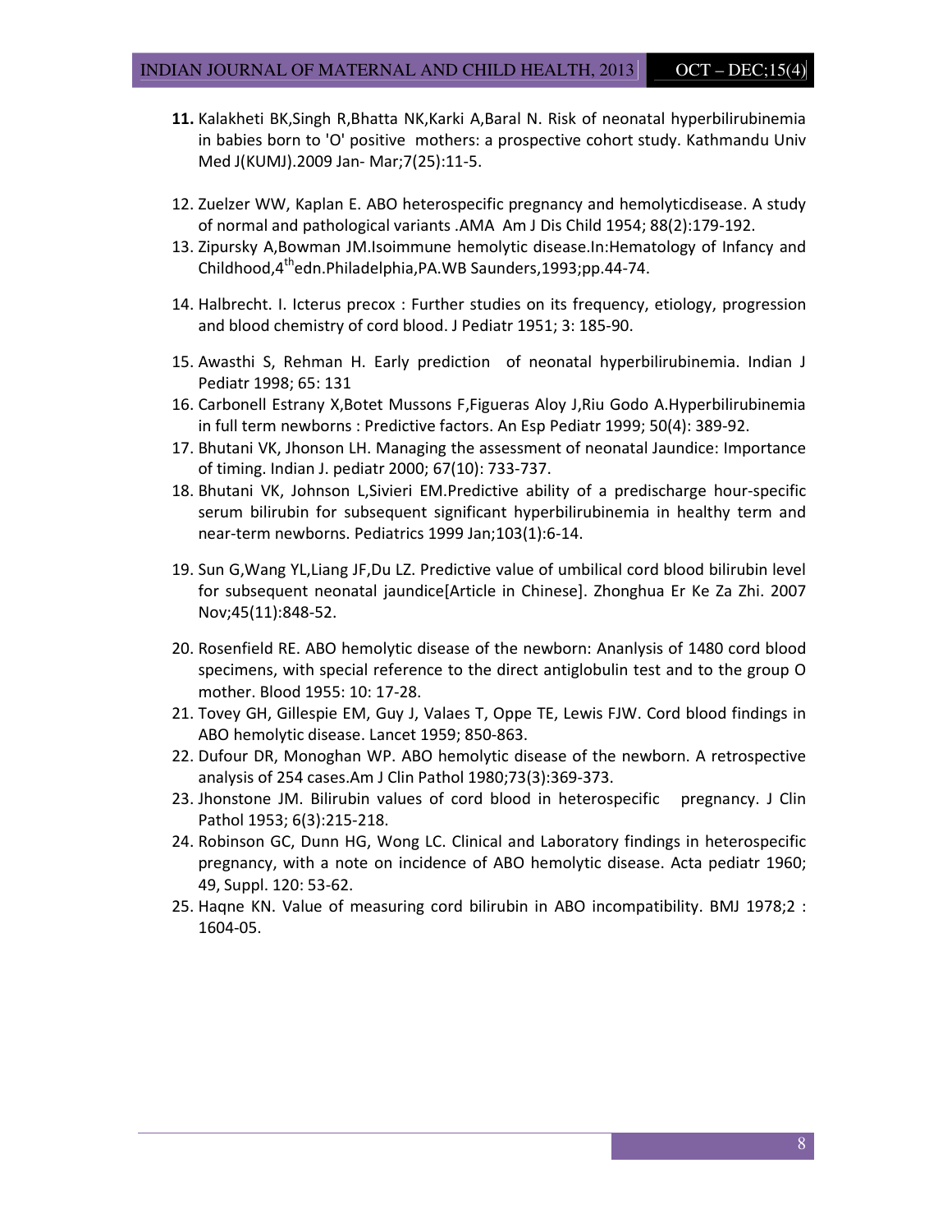11. Kalakheti BK,Singh R,Bhatta NK,Karki A,Baral N. Risk of neonatal hyperbilirubinemia in babies born to 'O' positive mothers: a prospective cohort study. Kathmandu Univ Med J(KUMJ).2009 Jan- Mar;7(25):11-5.
12. Zuelzer WW, Kaplan E. ABO heterospecific pregnancy and hemolyticdisease. A study of normal and pathological variants .AMA Am J Dis Child 1954; 88(2):179-192.
13. Zipursky A,Bowman JM.Isoimmune hemolytic disease.In:Hematology of Infancy and Childhood,4th edn.Philadelphia,PA.WB Saunders,1993;pp.44-74.
14. Halbrecht. I. Icterus precox : Further studies on its frequency, etiology, progression and blood chemistry of cord blood. J Pediatr 1951; 3: 185-90.
15. Awasthi S, Rehman H. Early prediction of neonatal hyperbilirubinemia. Indian J Pediatr 1998; 65: 131
16. Carbonell Estrany X,Botet Mussons F,Figueras Aloy J,Riu Godo A.Hyperbilirubinemia in full term newborns : Predictive factors. An Esp Pediatr 1999; 50(4): 389-92.
17. Bhutani VK, Jhonson LH. Managing the assessment of neonatal Jaundice: Importance of timing. Indian J. pediatr 2000; 67(10): 733-737.
18. Bhutani VK, Johnson L,Sivieri EM.Predictive ability of a predischarge hour-specific serum bilirubin for subsequent significant hyperbilirubinemia in healthy term and near-term newborns. Pediatrics 1999 Jan;103(1):6-14.
19. Sun G,Wang YL,Liang JF,Du LZ. Predictive value of umbilical cord blood bilirubin level for subsequent neonatal jaundice[Article in Chinese]. Zhonghua Er Ke Za Zhi. 2007 Nov;45(11):848-52.
20. Rosenfield RE. ABO hemolytic disease of the newborn: Ananlysis of 1480 cord blood specimens, with special reference to the direct antiglobulin test and to the group O mother. Blood 1955: 10: 17-28.
21. Tovey GH, Gillespie EM, Guy J, Valaes T, Oppe TE, Lewis FJW. Cord blood findings in ABO hemolytic disease. Lancet 1959; 850-863.
22. Dufour DR, Monoghan WP. ABO hemolytic disease of the newborn. A retrospective analysis of 254 cases.Am J Clin Pathol 1980;73(3):369-373.
23. Jhonstone JM. Bilirubin values of cord blood in heterospecific pregnancy. J Clin Pathol 1953; 6(3):215-218.
24. Robinson GC, Dunn HG, Wong LC. Clinical and Laboratory findings in heterospecific pregnancy, with a note on incidence of ABO hemolytic disease. Acta pediatr 1960; 49, Suppl. 120: 53-62.
25. Haqne KN. Value of measuring cord bilirubin in ABO incompatibility. BMJ 1978;2 : 1604-05.